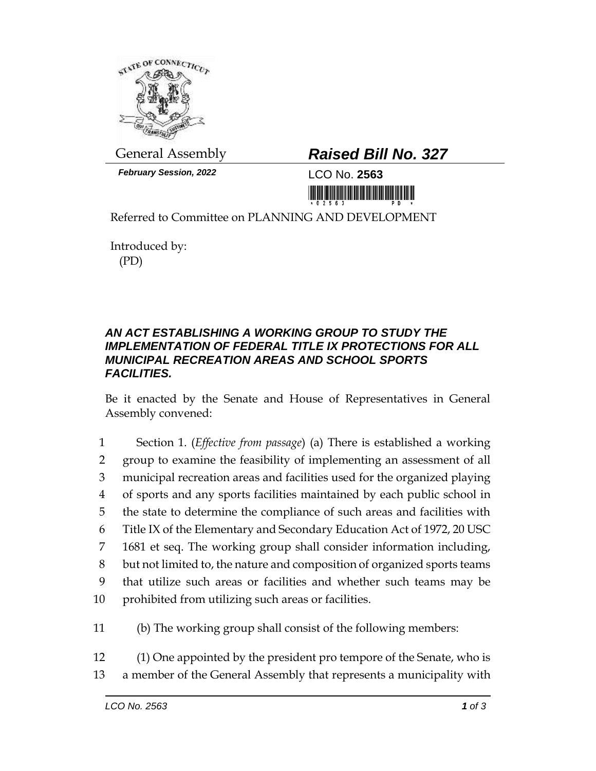General Assembly

***February Session, 2022***

# ***Raised Bill No. 327***

LCO No. **2563**

Referred to Committee on PLANNING AND DEVELOPMENT

Introduced by:
(PD)

## ***AN ACT ESTABLISHING A WORKING GROUP TO STUDY THE IMPLEMENTATION OF FEDERAL TITLE IX PROTECTIONS FOR ALL MUNICIPAL RECREATION AREAS AND SCHOOL SPORTS FACILITIES.***

Be it enacted by the Senate and House of Representatives in General Assembly convened:

1 Section 1. (*Effective from passage*) (a) There is established a working
2 group to examine the feasibility of implementing an assessment of all
3 municipal recreation areas and facilities used for the organized playing
4 of sports and any sports facilities maintained by each public school in
5 the state to determine the compliance of such areas and facilities with
6 Title IX of the Elementary and Secondary Education Act of 1972, 20 USC
7 1681 et seq. The working group shall consider information including,
8 but not limited to, the nature and composition of organized sports teams
9 that utilize such areas or facilities and whether such teams may be
10 prohibited from utilizing such areas or facilities.

11 (b) The working group shall consist of the following members:

12 (1) One appointed by the president pro tempore of the Senate, who is
13 a member of the General Assembly that represents a municipality with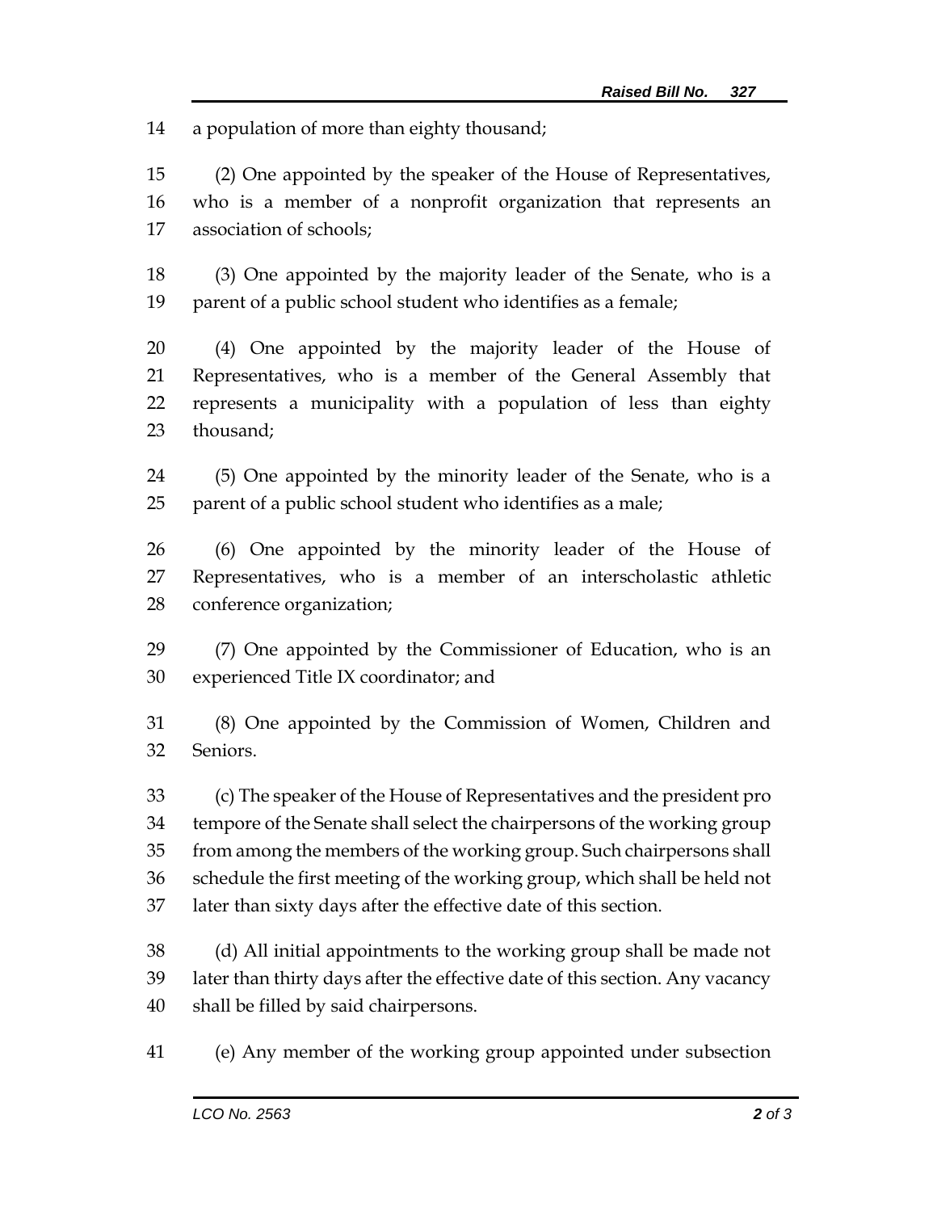a population of more than eighty thousand;

(2) One appointed by the speaker of the House of Representatives, who is a member of a nonprofit organization that represents an association of schools;

(3) One appointed by the majority leader of the Senate, who is a parent of a public school student who identifies as a female;

(4) One appointed by the majority leader of the House of Representatives, who is a member of the General Assembly that represents a municipality with a population of less than eighty thousand;

(5) One appointed by the minority leader of the Senate, who is a parent of a public school student who identifies as a male;

(6) One appointed by the minority leader of the House of Representatives, who is a member of an interscholastic athletic conference organization;

(7) One appointed by the Commissioner of Education, who is an experienced Title IX coordinator; and

(8) One appointed by the Commission of Women, Children and Seniors.

(c) The speaker of the House of Representatives and the president pro tempore of the Senate shall select the chairpersons of the working group from among the members of the working group. Such chairpersons shall schedule the first meeting of the working group, which shall be held not later than sixty days after the effective date of this section.

(d) All initial appointments to the working group shall be made not later than thirty days after the effective date of this section. Any vacancy shall be filled by said chairpersons.

(e) Any member of the working group appointed under subsection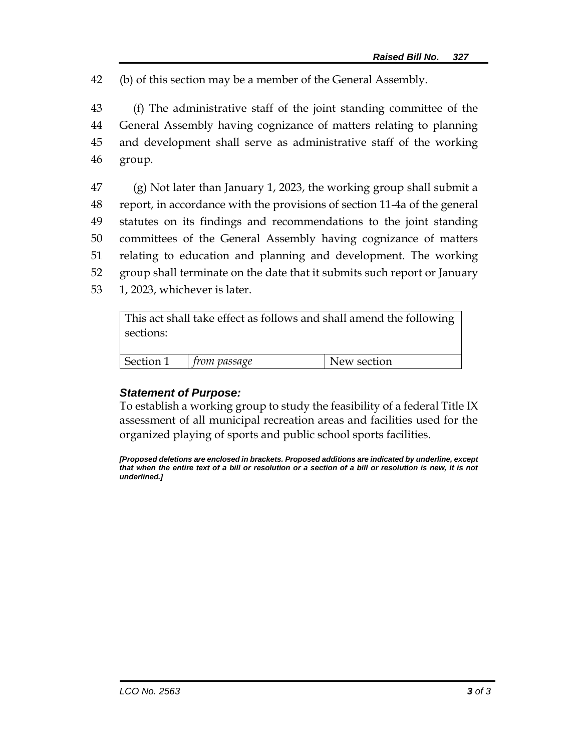42 (b) of this section may be a member of the General Assembly.

43 (f) The administrative staff of the joint standing committee of the
44 General Assembly having cognizance of matters relating to planning
45 and development shall serve as administrative staff of the working
46 group.

47 (g) Not later than January 1, 2023, the working group shall submit a
48 report, in accordance with the provisions of section 11-4a of the general
49 statutes on its findings and recommendations to the joint standing
50 committees of the General Assembly having cognizance of matters
51 relating to education and planning and development. The working
52 group shall terminate on the date that it submits such report or January
53 1, 2023, whichever is later.

| This act shall take effect as follows and shall amend the following sections: | | |
|---|---|---|
| Section 1 | *from passage* | New section |

### *Statement of Purpose:*

To establish a working group to study the feasibility of a federal Title IX assessment of all municipal recreation areas and facilities used for the organized playing of sports and public school sports facilities.

***[Proposed deletions are enclosed in brackets. Proposed additions are indicated by underline, except that when the entire text of a bill or resolution or a section of a bill or resolution is new, it is not underlined.]***